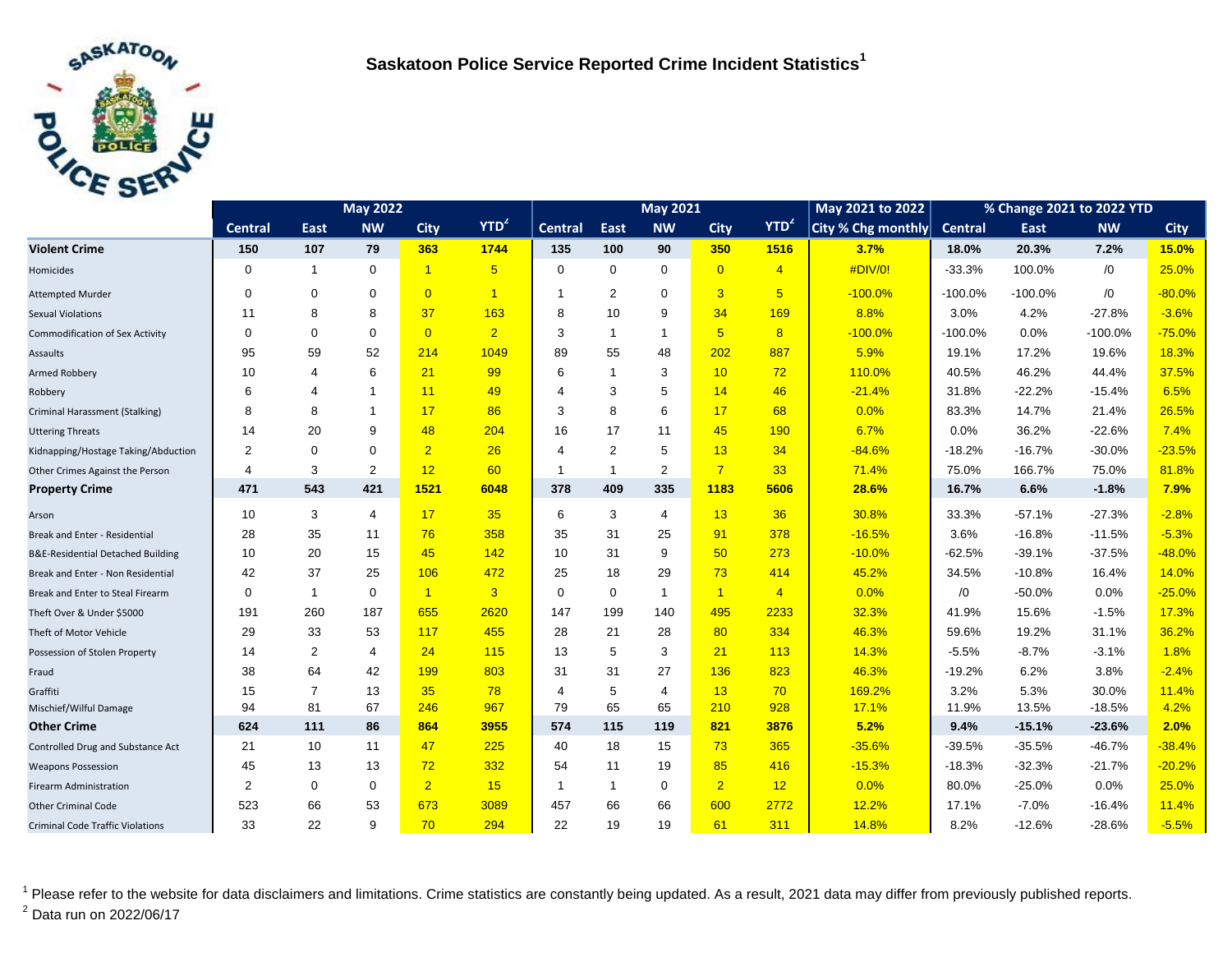# Saskatoon Police Service Reported Crime Incident Statistics[1]

| | May 2022 | | | | | May 2021 | | | | | May 2021 to 2022 | % Change 2021 to 2022 YTD | | | |
|---|---|---|---|---|---|---|---|---|---|---|---|---|---|---|---|
| | Central | East | NW | City | YTD[2] | Central | East | NW | City | YTD[2] | City % Chg monthly | Central | East | NW | City |
| **Violent Crime** | **150** | **107** | **79** | **363** | **1744** | **135** | **100** | **90** | **350** | **1516** | **3.7%** | **18.0%** | **20.3%** | **7.2%** | **15.0%** |
| Homicides | 0 | 1 | 0 | 1 | 5 | 0 | 0 | 0 | 0 | 4 | #DIV/0! | -33.3% | 100.0% | /0 | 25.0% |
| Attempted Murder | 0 | 0 | 0 | 0 | 1 | 1 | 2 | 0 | 3 | 5 | -100.0% | -100.0% | -100.0% | /0 | -80.0% |
| Sexual Violations | 11 | 8 | 8 | 37 | 163 | 8 | 10 | 9 | 34 | 169 | 8.8% | 3.0% | 4.2% | -27.8% | -3.6% |
| Commodification of Sex Activity | 0 | 0 | 0 | 0 | 2 | 3 | 1 | 1 | 5 | 8 | -100.0% | -100.0% | 0.0% | -100.0% | -75.0% |
| Assaults | 95 | 59 | 52 | 214 | 1049 | 89 | 55 | 48 | 202 | 887 | 5.9% | 19.1% | 17.2% | 19.6% | 18.3% |
| Armed Robbery | 10 | 4 | 6 | 21 | 99 | 6 | 1 | 3 | 10 | 72 | 110.0% | 40.5% | 46.2% | 44.4% | 37.5% |
| Robbery | 6 | 4 | 1 | 11 | 49 | 4 | 3 | 5 | 14 | 46 | -21.4% | 31.8% | -22.2% | -15.4% | 6.5% |
| Criminal Harassment (Stalking) | 8 | 8 | 1 | 17 | 86 | 3 | 8 | 6 | 17 | 68 | 0.0% | 83.3% | 14.7% | 21.4% | 26.5% |
| Uttering Threats | 14 | 20 | 9 | 48 | 204 | 16 | 17 | 11 | 45 | 190 | 6.7% | 0.0% | 36.2% | -22.6% | 7.4% |
| Kidnapping/Hostage Taking/Abduction | 2 | 0 | 0 | 2 | 26 | 4 | 2 | 5 | 13 | 34 | -84.6% | -18.2% | -16.7% | -30.0% | -23.5% |
| Other Crimes Against the Person | 4 | 3 | 2 | 12 | 60 | 1 | 1 | 2 | 7 | 33 | 71.4% | 75.0% | 166.7% | 75.0% | 81.8% |
| **Property Crime** | **471** | **543** | **421** | **1521** | **6048** | **378** | **409** | **335** | **1183** | **5606** | **28.6%** | **16.7%** | **6.6%** | **-1.8%** | **7.9%** |
| Arson | 10 | 3 | 4 | 17 | 35 | 6 | 3 | 4 | 13 | 36 | 30.8% | 33.3% | -57.1% | -27.3% | -2.8% |
| Break and Enter - Residential | 28 | 35 | 11 | 76 | 358 | 35 | 31 | 25 | 91 | 378 | -16.5% | 3.6% | -16.8% | -11.5% | -5.3% |
| B&E-Residential Detached Building | 10 | 20 | 15 | 45 | 142 | 10 | 31 | 9 | 50 | 273 | -10.0% | -62.5% | -39.1% | -37.5% | -48.0% |
| Break and Enter - Non Residential | 42 | 37 | 25 | 106 | 472 | 25 | 18 | 29 | 73 | 414 | 45.2% | 34.5% | -10.8% | 16.4% | 14.0% |
| Break and Enter to Steal Firearm | 0 | 1 | 0 | 1 | 3 | 0 | 0 | 1 | 1 | 4 | 0.0% | /0 | -50.0% | 0.0% | -25.0% |
| Theft Over & Under $5000 | 191 | 260 | 187 | 655 | 2620 | 147 | 199 | 140 | 495 | 2233 | 32.3% | 41.9% | 15.6% | -1.5% | 17.3% |
| Theft of Motor Vehicle | 29 | 33 | 53 | 117 | 455 | 28 | 21 | 28 | 80 | 334 | 46.3% | 59.6% | 19.2% | 31.1% | 36.2% |
| Possession of Stolen Property | 14 | 2 | 4 | 24 | 115 | 13 | 5 | 3 | 21 | 113 | 14.3% | -5.5% | -8.7% | -3.1% | 1.8% |
| Fraud | 38 | 64 | 42 | 199 | 803 | 31 | 31 | 27 | 136 | 823 | 46.3% | -19.2% | 6.2% | 3.8% | -2.4% |
| Graffiti | 15 | 7 | 13 | 35 | 78 | 4 | 5 | 4 | 13 | 70 | 169.2% | 3.2% | 5.3% | 30.0% | 11.4% |
| Mischief/Wilful Damage | 94 | 81 | 67 | 246 | 967 | 79 | 65 | 65 | 210 | 928 | 17.1% | 11.9% | 13.5% | -18.5% | 4.2% |
| **Other Crime** | **624** | **111** | **86** | **864** | **3955** | **574** | **115** | **119** | **821** | **3876** | **5.2%** | **9.4%** | **-15.1%** | **-23.6%** | **2.0%** |
| Controlled Drug and Substance Act | 21 | 10 | 11 | 47 | 225 | 40 | 18 | 15 | 73 | 365 | -35.6% | -39.5% | -35.5% | -46.7% | -38.4% |
| Weapons Possession | 45 | 13 | 13 | 72 | 332 | 54 | 11 | 19 | 85 | 416 | -15.3% | -18.3% | -32.3% | -21.7% | -20.2% |
| Firearm Administration | 2 | 0 | 0 | 2 | 15 | 1 | 1 | 0 | 2 | 12 | 0.0% | 80.0% | -25.0% | 0.0% | 25.0% |
| Other Criminal Code | 523 | 66 | 53 | 673 | 3089 | 457 | 66 | 66 | 600 | 2772 | 12.2% | 17.1% | -7.0% | -16.4% | 11.4% |
| Criminal Code Traffic Violations | 33 | 22 | 9 | 70 | 294 | 22 | 19 | 19 | 61 | 311 | 14.8% | 8.2% | -12.6% | -28.6% | -5.5% |

[1] Please refer to the website for data disclaimers and limitations. Crime statistics are constantly being updated. As a result, 2021 data may differ from previously published reports.

[2] Data run on 2022/06/17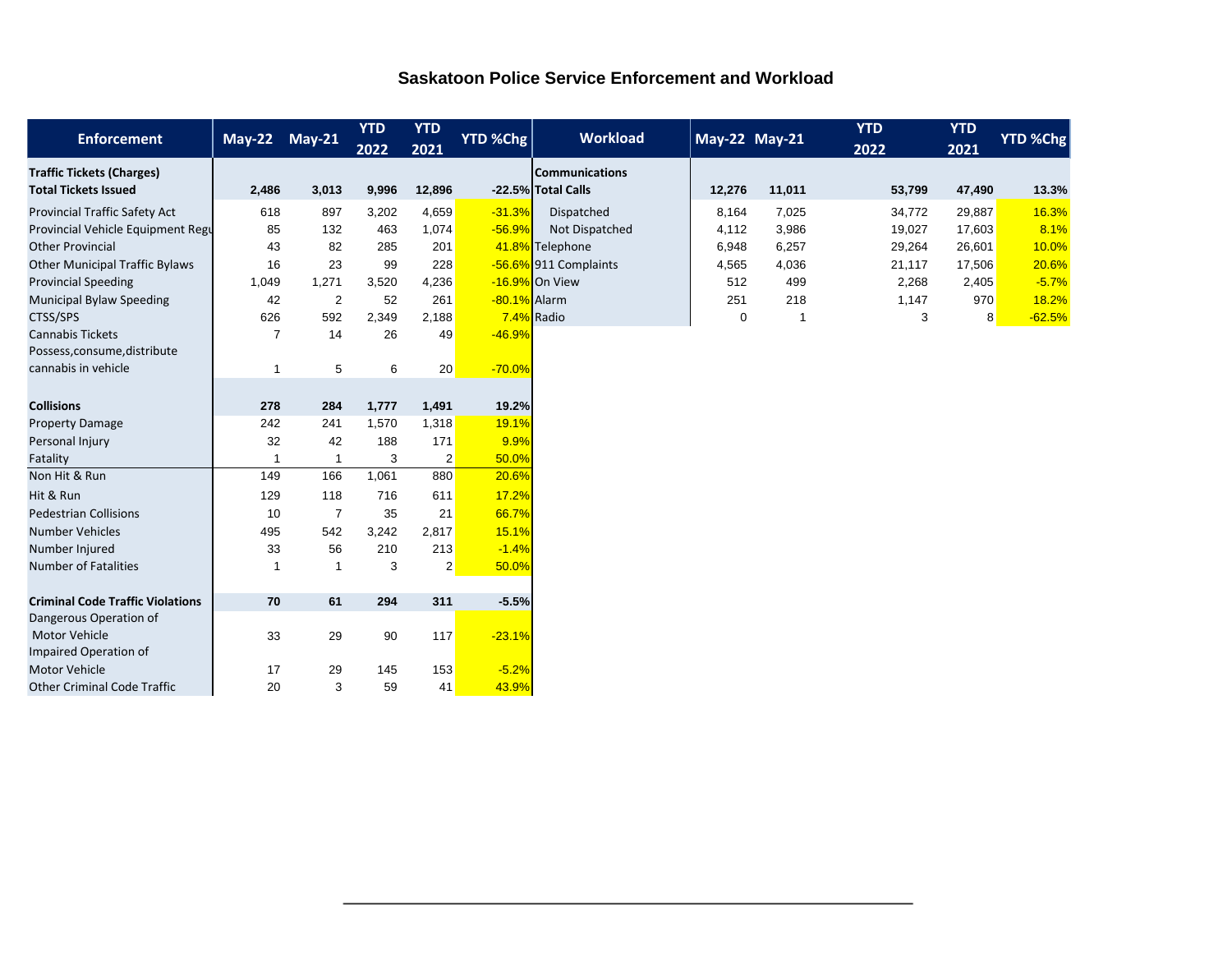# Saskatoon Police Service Enforcement and Workload

| Enforcement | May-22 | May-21 | YTD 2022 | YTD 2021 | YTD %Chg |
|---|---|---|---|---|---|
| **Traffic Tickets (Charges)** | | | | | |
| **Total Tickets Issued** | **2,486** | **3,013** | **9,996** | **12,896** | **-22.5%** |
| Provincial Traffic Safety Act | 618 | 897 | 3,202 | 4,659 | -31.3% |
| Provincial Vehicle Equipment Regu | 85 | 132 | 463 | 1,074 | -56.9% |
| Other Provincial | 43 | 82 | 285 | 201 | 41.8% |
| Other Municipal Traffic Bylaws | 16 | 23 | 99 | 228 | -56.6% |
| Provincial Speeding | 1,049 | 1,271 | 3,520 | 4,236 | -16.9% |
| Municipal Bylaw Speeding | 42 | 2 | 52 | 261 | -80.1% |
| CTSS/SPS | 626 | 592 | 2,349 | 2,188 | 7.4% |
| Cannabis Tickets | 7 | 14 | 26 | 49 | -46.9% |
| Possess,consume,distribute cannabis in vehicle | 1 | 5 | 6 | 20 | -70.0% |
| | | | | | |
| **Collisions** | **278** | **284** | **1,777** | **1,491** | **19.2%** |
| Property Damage | 242 | 241 | 1,570 | 1,318 | 19.1% |
| Personal Injury | 32 | 42 | 188 | 171 | 9.9% |
| Fatality | 1 | 1 | 3 | 2 | 50.0% |
| Non Hit & Run | 149 | 166 | 1,061 | 880 | 20.6% |
| Hit & Run | 129 | 118 | 716 | 611 | 17.2% |
| Pedestrian Collisions | 10 | 7 | 35 | 21 | 66.7% |
| Number Vehicles | 495 | 542 | 3,242 | 2,817 | 15.1% |
| Number Injured | 33 | 56 | 210 | 213 | -1.4% |
| Number of Fatalities | 1 | 1 | 3 | 2 | 50.0% |
| | | | | | |
| **Criminal Code Traffic Violations** | **70** | **61** | **294** | **311** | **-5.5%** |
| Dangerous Operation of Motor Vehicle | 33 | 29 | 90 | 117 | -23.1% |
| Impaired Operation of Motor Vehicle | 17 | 29 | 145 | 153 | -5.2% |
| Other Criminal Code Traffic | 20 | 3 | 59 | 41 | 43.9% |

| Workload | May-22 | May-21 | YTD 2022 | YTD 2021 | YTD %Chg |
|---|---|---|---|---|---|
| **Communications** | | | | | |
| **Total Calls** | **12,276** | **11,011** | **53,799** | **47,490** | **13.3%** |
| Dispatched | 8,164 | 7,025 | 34,772 | 29,887 | 16.3% |
| Not Dispatched | 4,112 | 3,986 | 19,027 | 17,603 | 8.1% |
| Telephone | 6,948 | 6,257 | 29,264 | 26,601 | 10.0% |
| 911 Complaints | 4,565 | 4,036 | 21,117 | 17,506 | 20.6% |
| On View | 512 | 499 | 2,268 | 2,405 | -5.7% |
| Alarm | 251 | 218 | 1,147 | 970 | 18.2% |
| Radio | 0 | 1 | 3 | 8 | -62.5% |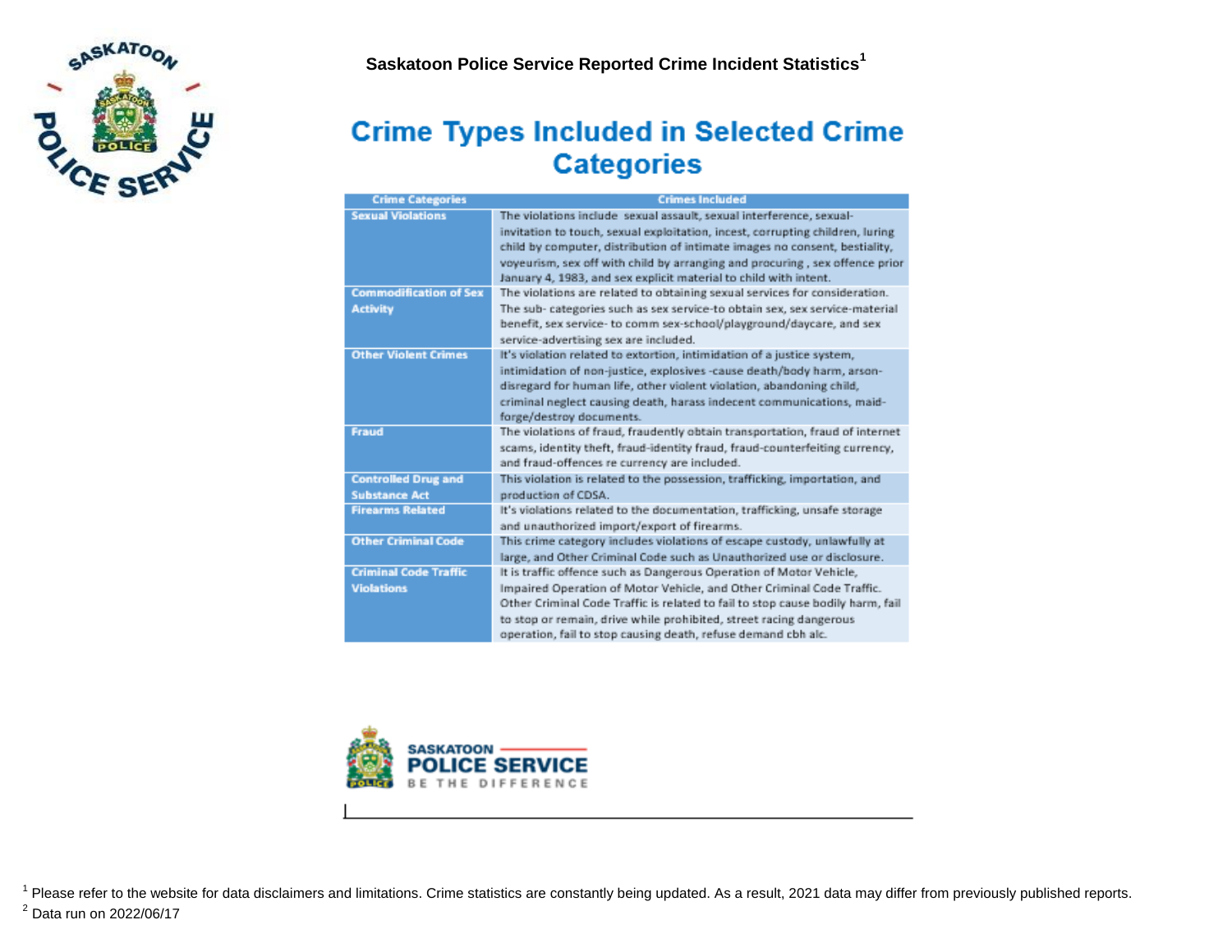**Saskatoon Police Service Reported Crime Incident Statistics[1]**

# Crime Types Included in Selected Crime Categories

| Crime Categories | Crimes Included |
|---|---|
| **Sexual Violations** | The violations include sexual assault, sexual interference, sexual-invitation to touch, sexual exploitation, incest, corrupting children, luring child by computer, distribution of intimate images no consent, bestiality, voyeurism, sex off with child by arranging and procuring , sex offence prior January 4, 1983, and sex explicit material to child with intent. |
| **Commodification of Sex Activity** | The violations are related to obtaining sexual services for consideration. The sub- categories such as sex service-to obtain sex, sex service-material benefit, sex service- to comm sex-school/playground/daycare, and sex service-advertising sex are included. |
| **Other Violent Crimes** | It's violation related to extortion, intimidation of a justice system, intimidation of non-justice, explosives -cause death/body harm, arson-disregard for human life, other violent violation, abandoning child, criminal neglect causing death, harass indecent communications, maid-forge/destroy documents. |
| **Fraud** | The violations of fraud, fraudently obtain transportation, fraud of internet scams, identity theft, fraud-identity fraud, fraud-counterfeiting currency, and fraud-offences re currency are included. |
| **Controlled Drug and Substance Act** | This violation is related to the possession, trafficking, importation, and production of CDSA. |
| **Firearms Related** | It's violations related to the documentation, trafficking, unsafe storage and unauthorized import/export of firearms. |
| **Other Criminal Code** | This crime category includes violations of escape custody, unlawfully at large, and Other Criminal Code such as Unauthorized use or disclosure. |
| **Criminal Code Traffic Violations** | It is traffic offence such as Dangerous Operation of Motor Vehicle, Impaired Operation of Motor Vehicle, and Other Criminal Code Traffic. Other Criminal Code Traffic is related to fail to stop cause bodily harm, fail to stop or remain, drive while prohibited, street racing dangerous operation, fail to stop causing death, refuse demand cbh alc. |

SASKATOON POLICE SERVICE
BE THE DIFFERENCE

[1] Please refer to the website for data disclaimers and limitations. Crime statistics are constantly being updated. As a result, 2021 data may differ from previously published reports.

[2] Data run on 2022/06/17